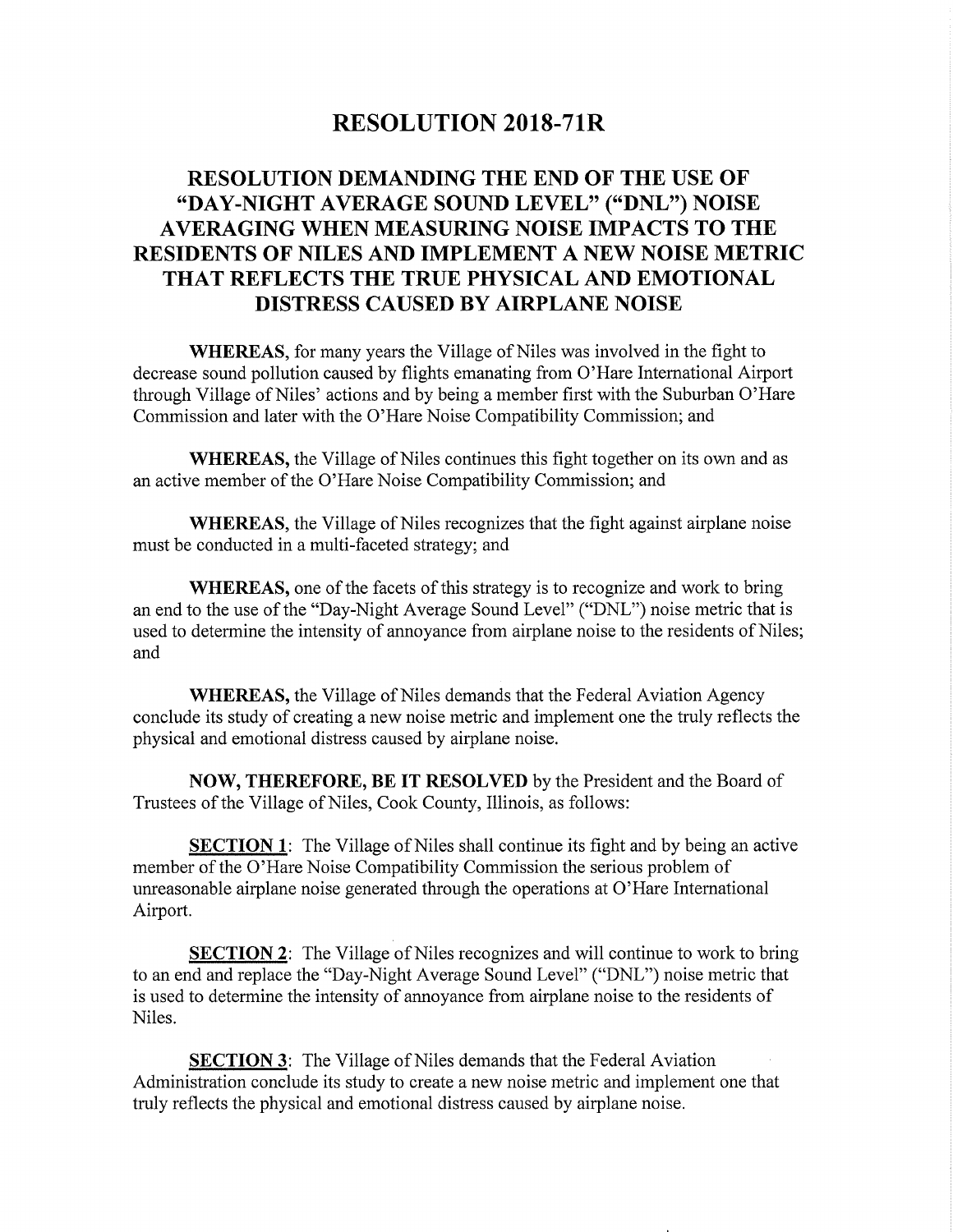# RESOLUTION 2018-71R

## RESOLUTION DEMANDING THE END OF THE USE OF "DAY-NIGHT AVERAGE SOUND LEVEL" ("DNL") NOISE AVERAGING WHEN MEASURING NOISE IMPACTS TO THE RESIDENTS OF NILES AND IMPLEMENT A NEW NOISE METRIC THAT REFLECTS THE TRUE PHYSICAL AND EMOTIONAL DISTRESS CAUSED BY AIRPLANE NOISE

**WHEREAS,** for many years the Village of Niles was involved in the fight to decrease sound pollution caused by flights emanating from O'Hare International Airport through Village of Niles' actions and by being a member first with the Suburban O'Hare Commission and later with the O'Hare Noise Compatibility Commission; and

**WHEREAS,** the Village of Niles continues this fight together on its own and as an active member of the O'Hare Noise Compatibility Commission; and

**WHEREAS,** the Village of Niles recognizes that the fight against airplane noise must be conducted in a multi-faceted strategy; and

**WHEREAS,** one of the facets of this strategy is to recognize and work to bring an end to the use of the "Day-Night Average Sound Level" ("DNL") noise metric that is used to determine the intensity of annoyance from airplane noise to the residents of Niles; and

**WHEREAS,** the Village of Niles demands that the Federal Aviation Agency conclude its study of creating a new noise metric and implement one the truly reflects the physical and emotional distress caused by airplane noise.

**NOW, THEREFORE, BE IT RESOLVED** by the President and the Board of Trustees of the Village of Niles, Cook County, Illinois, as follows:

**SECTION 1**: The Village of Niles shall continue its fight and by being an active member of the O'Hare Noise Compatibility Commission the serious problem of unreasonable airplane noise generated through the operations at O'Hare International Airport.

**SECTION 2**: The Village of Niles recognizes and will continue to work to bring to an end and replace the "Day-Night Average Sound Level" ("DNL") noise metric that is used to determine the intensity of annoyance from airplane noise to the residents of Niles.

**SECTION 3**: The Village of Niles demands that the Federal Aviation Administration conclude its study to create a new noise metric and implement one that truly reflects the physical and emotional distress caused by airplane noise.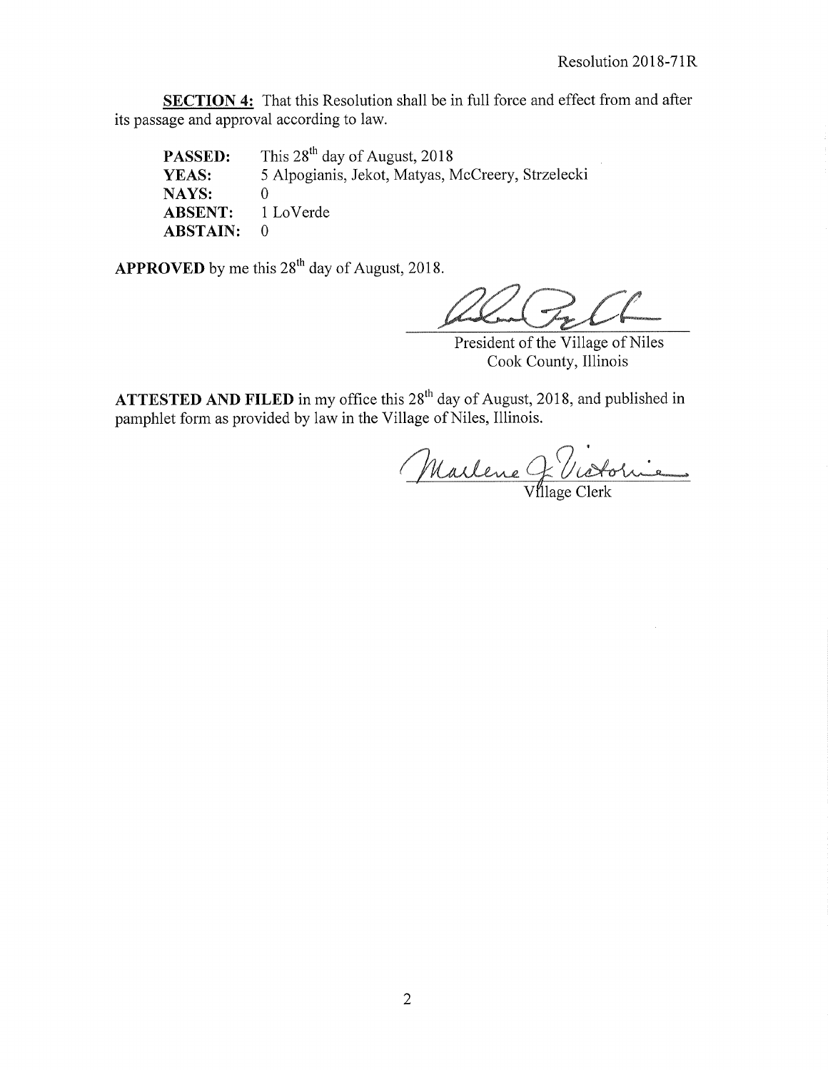Resolution 2018-71R

**SECTION 4:** That this Resolution shall be in full force and effect from and after its passage and approval according to law.

| | |
|---|---|
| **PASSED:** | This 28th day of August, 2018 |
| **YEAS:** | 5 Alpogianis, Jekot, Matyas, McCreery, Strzelecki |
| **NAYS:** | 0 |
| **ABSENT:** | 1 LoVerde |
| **ABSTAIN:** | 0 |

**APPROVED** by me this 28th day of August, 2018.

President of the Village of Niles
Cook County, Illinois

**ATTESTED AND FILED** in my office this 28th day of August, 2018, and published in pamphlet form as provided by law in the Village of Niles, Illinois.

Marlene J. Victoria
Village Clerk